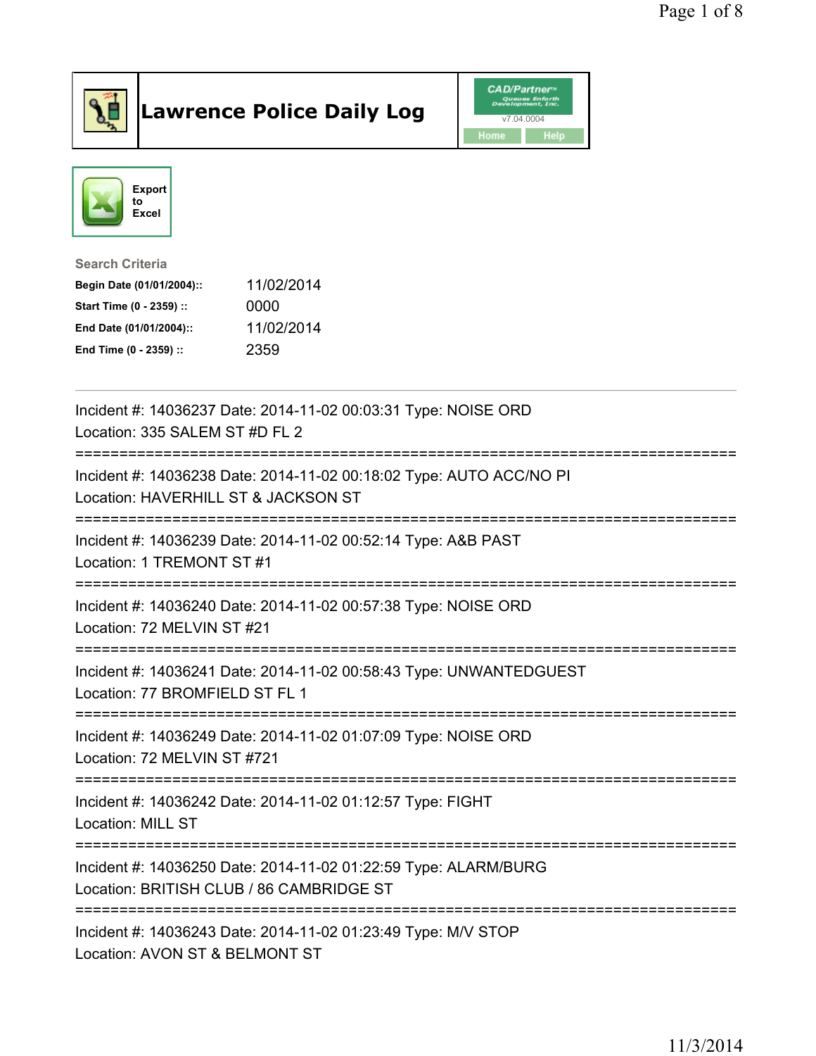# Lawrence Police Daily Log

CAD/Partner
v7.04.0004
Home Help

Export to Excel

**Search Criteria**

| | |
|---|---|
| **Begin Date (01/01/2004)::** | 11/02/2014 |
| **Start Time (0 - 2359) ::** | 0000 |
| **End Date (01/01/2004)::** | 11/02/2014 |
| **End Time (0 - 2359) ::** | 2359 |

---

Incident #: 14036237 Date: 2014-11-02 00:03:31 Type: NOISE ORD
Location: 335 SALEM ST #D FL 2

===========================================================================

Incident #: 14036238 Date: 2014-11-02 00:18:02 Type: AUTO ACC/NO PI
Location: HAVERHILL ST & JACKSON ST

===========================================================================

Incident #: 14036239 Date: 2014-11-02 00:52:14 Type: A&B PAST
Location: 1 TREMONT ST #1

===========================================================================

Incident #: 14036240 Date: 2014-11-02 00:57:38 Type: NOISE ORD
Location: 72 MELVIN ST #21

===========================================================================

Incident #: 14036241 Date: 2014-11-02 00:58:43 Type: UNWANTEDGUEST
Location: 77 BROMFIELD ST FL 1

===========================================================================

Incident #: 14036249 Date: 2014-11-02 01:07:09 Type: NOISE ORD
Location: 72 MELVIN ST #721

===========================================================================

Incident #: 14036242 Date: 2014-11-02 01:12:57 Type: FIGHT
Location: MILL ST

===========================================================================

Incident #: 14036250 Date: 2014-11-02 01:22:59 Type: ALARM/BURG
Location: BRITISH CLUB / 86 CAMBRIDGE ST

===========================================================================

Incident #: 14036243 Date: 2014-11-02 01:23:49 Type: M/V STOP
Location: AVON ST & BELMONT ST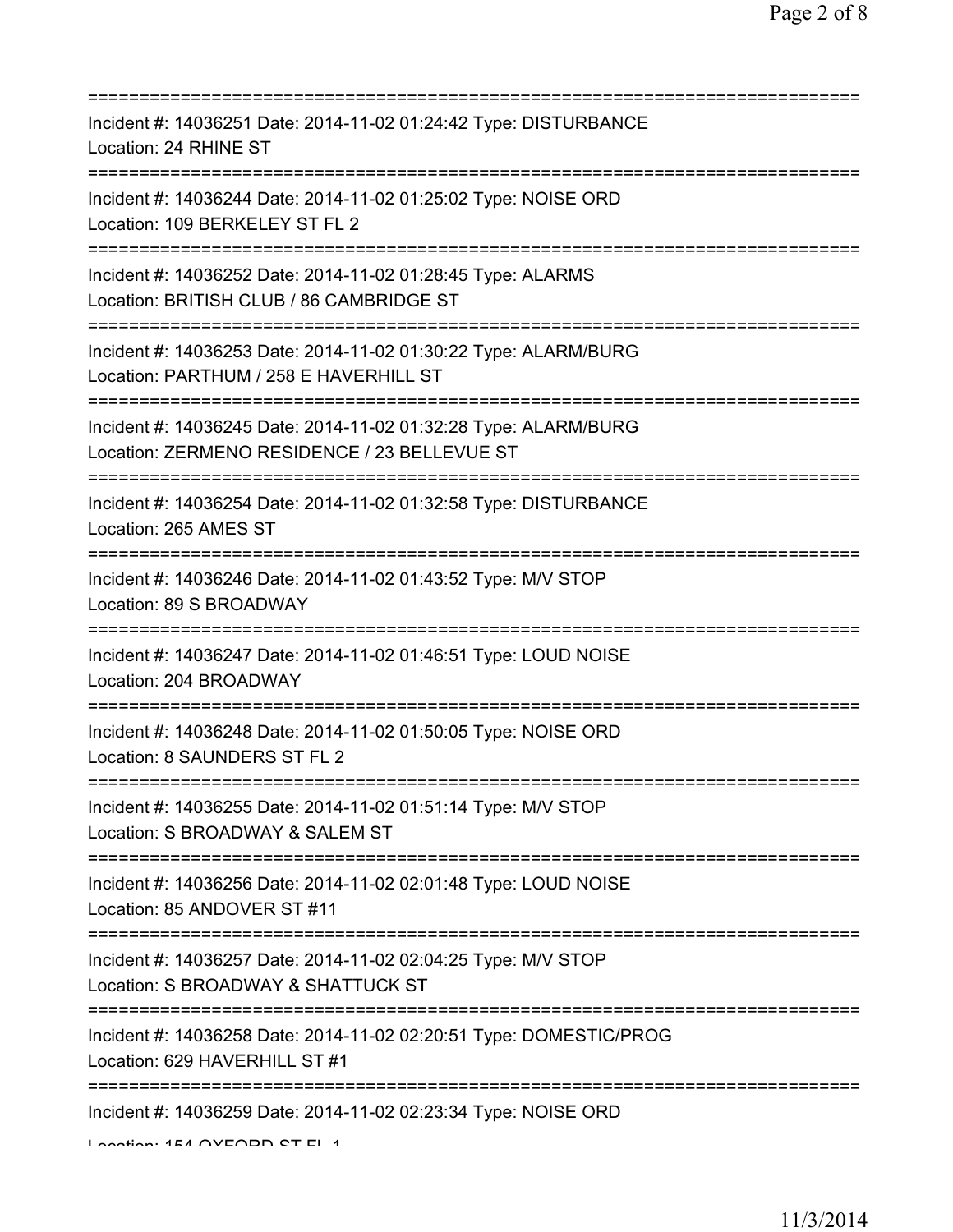===========================================================================
Incident #: 14036251 Date: 2014-11-02 01:24:42 Type: DISTURBANCE
Location: 24 RHINE ST
===========================================================================
Incident #: 14036244 Date: 2014-11-02 01:25:02 Type: NOISE ORD
Location: 109 BERKELEY ST FL 2
===========================================================================
Incident #: 14036252 Date: 2014-11-02 01:28:45 Type: ALARMS
Location: BRITISH CLUB / 86 CAMBRIDGE ST
===========================================================================
Incident #: 14036253 Date: 2014-11-02 01:30:22 Type: ALARM/BURG
Location: PARTHUM / 258 E HAVERHILL ST
===========================================================================
Incident #: 14036245 Date: 2014-11-02 01:32:28 Type: ALARM/BURG
Location: ZERMENO RESIDENCE / 23 BELLEVUE ST
===========================================================================
Incident #: 14036254 Date: 2014-11-02 01:32:58 Type: DISTURBANCE
Location: 265 AMES ST
===========================================================================
Incident #: 14036246 Date: 2014-11-02 01:43:52 Type: M/V STOP
Location: 89 S BROADWAY
===========================================================================
Incident #: 14036247 Date: 2014-11-02 01:46:51 Type: LOUD NOISE
Location: 204 BROADWAY
===========================================================================
Incident #: 14036248 Date: 2014-11-02 01:50:05 Type: NOISE ORD
Location: 8 SAUNDERS ST FL 2
===========================================================================
Incident #: 14036255 Date: 2014-11-02 01:51:14 Type: M/V STOP
Location: S BROADWAY & SALEM ST
===========================================================================
Incident #: 14036256 Date: 2014-11-02 02:01:48 Type: LOUD NOISE
Location: 85 ANDOVER ST #11
===========================================================================
Incident #: 14036257 Date: 2014-11-02 02:04:25 Type: M/V STOP
Location: S BROADWAY & SHATTUCK ST
===========================================================================
Incident #: 14036258 Date: 2014-11-02 02:20:51 Type: DOMESTIC/PROG
Location: 629 HAVERHILL ST #1
===========================================================================
Incident #: 14036259 Date: 2014-11-02 02:23:34 Type: NOISE ORD
Location: 154 OXFORD ST FL 1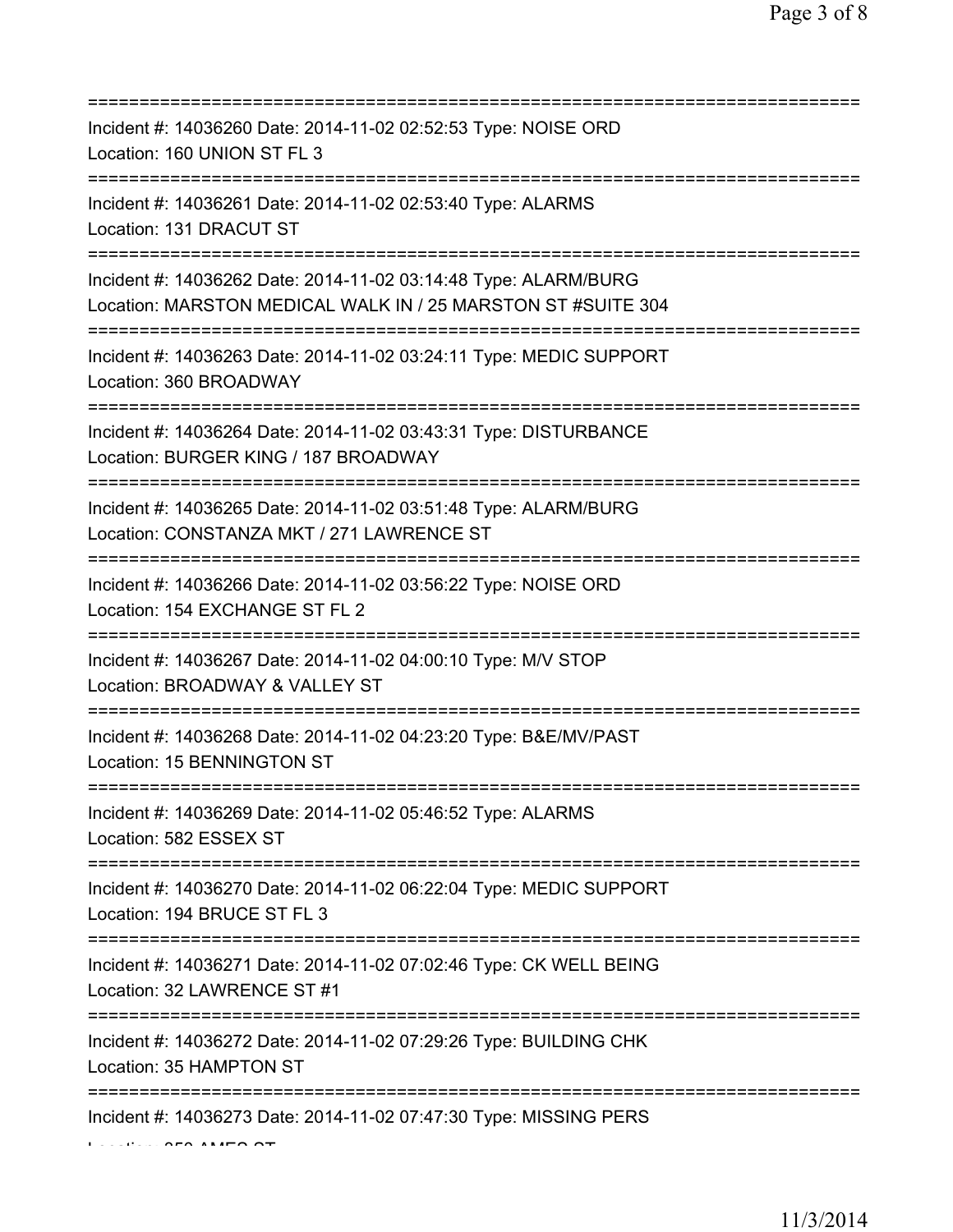===========================================================================

Incident #: 14036260 Date: 2014-11-02 02:52:53 Type: NOISE ORD
Location: 160 UNION ST FL 3

===========================================================================

Incident #: 14036261 Date: 2014-11-02 02:53:40 Type: ALARMS
Location: 131 DRACUT ST

===========================================================================

Incident #: 14036262 Date: 2014-11-02 03:14:48 Type: ALARM/BURG
Location: MARSTON MEDICAL WALK IN / 25 MARSTON ST #SUITE 304

===========================================================================

Incident #: 14036263 Date: 2014-11-02 03:24:11 Type: MEDIC SUPPORT
Location: 360 BROADWAY

===========================================================================

Incident #: 14036264 Date: 2014-11-02 03:43:31 Type: DISTURBANCE
Location: BURGER KING / 187 BROADWAY

===========================================================================

Incident #: 14036265 Date: 2014-11-02 03:51:48 Type: ALARM/BURG
Location: CONSTANZA MKT / 271 LAWRENCE ST

===========================================================================

Incident #: 14036266 Date: 2014-11-02 03:56:22 Type: NOISE ORD
Location: 154 EXCHANGE ST FL 2

===========================================================================

Incident #: 14036267 Date: 2014-11-02 04:00:10 Type: M/V STOP
Location: BROADWAY & VALLEY ST

===========================================================================

Incident #: 14036268 Date: 2014-11-02 04:23:20 Type: B&E/MV/PAST
Location: 15 BENNINGTON ST

===========================================================================

Incident #: 14036269 Date: 2014-11-02 05:46:52 Type: ALARMS
Location: 582 ESSEX ST

===========================================================================

Incident #: 14036270 Date: 2014-11-02 06:22:04 Type: MEDIC SUPPORT
Location: 194 BRUCE ST FL 3

===========================================================================

Incident #: 14036271 Date: 2014-11-02 07:02:46 Type: CK WELL BEING
Location: 32 LAWRENCE ST #1

===========================================================================

Incident #: 14036272 Date: 2014-11-02 07:29:26 Type: BUILDING CHK
Location: 35 HAMPTON ST

===========================================================================

Incident #: 14036273 Date: 2014-11-02 07:47:30 Type: MISSING PERS
Location: 250 AMES ST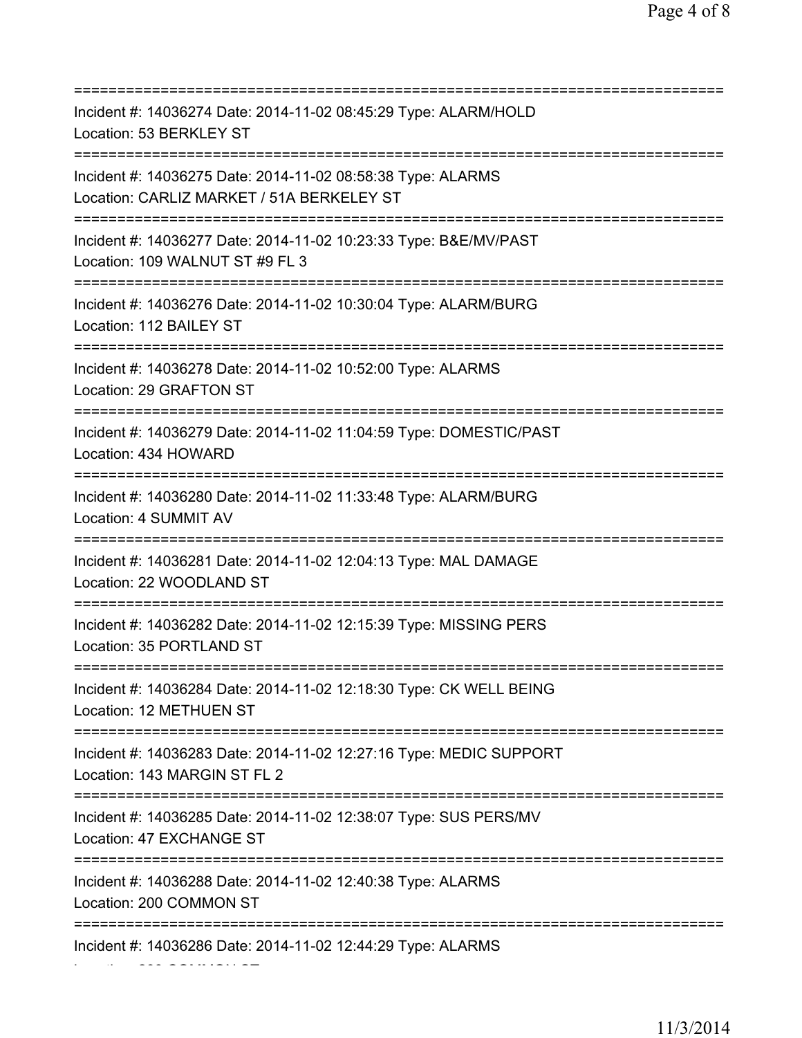===========================================================================
Incident #: 14036274 Date: 2014-11-02 08:45:29 Type: ALARM/HOLD
Location: 53 BERKLEY ST
===========================================================================
Incident #: 14036275 Date: 2014-11-02 08:58:38 Type: ALARMS
Location: CARLIZ MARKET / 51A BERKELEY ST
===========================================================================
Incident #: 14036277 Date: 2014-11-02 10:23:33 Type: B&E/MV/PAST
Location: 109 WALNUT ST #9 FL 3
===========================================================================
Incident #: 14036276 Date: 2014-11-02 10:30:04 Type: ALARM/BURG
Location: 112 BAILEY ST
===========================================================================
Incident #: 14036278 Date: 2014-11-02 10:52:00 Type: ALARMS
Location: 29 GRAFTON ST
===========================================================================
Incident #: 14036279 Date: 2014-11-02 11:04:59 Type: DOMESTIC/PAST
Location: 434 HOWARD
===========================================================================
Incident #: 14036280 Date: 2014-11-02 11:33:48 Type: ALARM/BURG
Location: 4 SUMMIT AV
===========================================================================
Incident #: 14036281 Date: 2014-11-02 12:04:13 Type: MAL DAMAGE
Location: 22 WOODLAND ST
===========================================================================
Incident #: 14036282 Date: 2014-11-02 12:15:39 Type: MISSING PERS
Location: 35 PORTLAND ST
===========================================================================
Incident #: 14036284 Date: 2014-11-02 12:18:30 Type: CK WELL BEING
Location: 12 METHUEN ST
===========================================================================
Incident #: 14036283 Date: 2014-11-02 12:27:16 Type: MEDIC SUPPORT
Location: 143 MARGIN ST FL 2
===========================================================================
Incident #: 14036285 Date: 2014-11-02 12:38:07 Type: SUS PERS/MV
Location: 47 EXCHANGE ST
===========================================================================
Incident #: 14036288 Date: 2014-11-02 12:40:38 Type: ALARMS
Location: 200 COMMON ST
===========================================================================
Incident #: 14036286 Date: 2014-11-02 12:44:29 Type: ALARMS
Location: 200 COMMON ST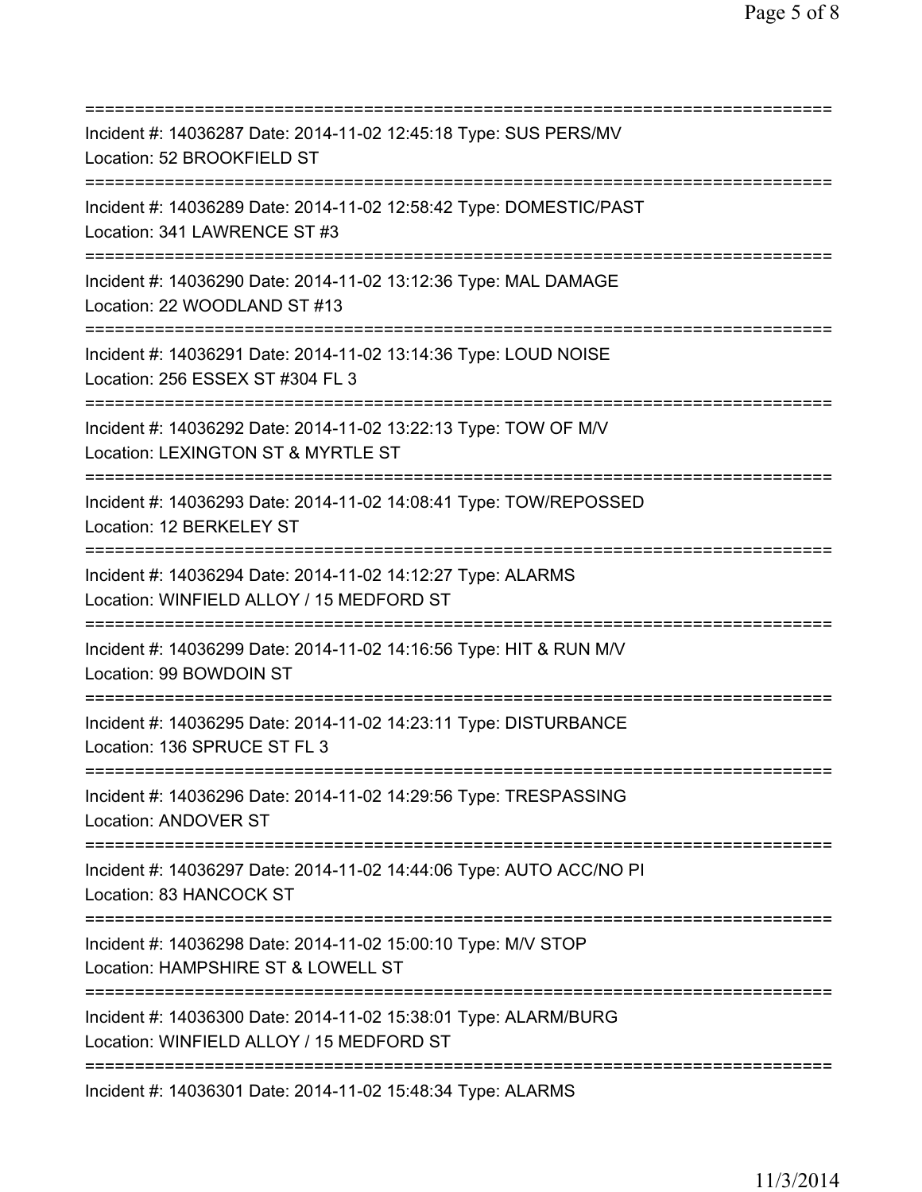==============================================================================
Incident #: 14036287 Date: 2014-11-02 12:45:18 Type: SUS PERS/MV
Location: 52 BROOKFIELD ST
==============================================================================
Incident #: 14036289 Date: 2014-11-02 12:58:42 Type: DOMESTIC/PAST
Location: 341 LAWRENCE ST #3
==============================================================================
Incident #: 14036290 Date: 2014-11-02 13:12:36 Type: MAL DAMAGE
Location: 22 WOODLAND ST #13
==============================================================================
Incident #: 14036291 Date: 2014-11-02 13:14:36 Type: LOUD NOISE
Location: 256 ESSEX ST #304 FL 3
==============================================================================
Incident #: 14036292 Date: 2014-11-02 13:22:13 Type: TOW OF M/V
Location: LEXINGTON ST & MYRTLE ST
==============================================================================
Incident #: 14036293 Date: 2014-11-02 14:08:41 Type: TOW/REPOSSED
Location: 12 BERKELEY ST
==============================================================================
Incident #: 14036294 Date: 2014-11-02 14:12:27 Type: ALARMS
Location: WINFIELD ALLOY / 15 MEDFORD ST
==============================================================================
Incident #: 14036299 Date: 2014-11-02 14:16:56 Type: HIT & RUN M/V
Location: 99 BOWDOIN ST
==============================================================================
Incident #: 14036295 Date: 2014-11-02 14:23:11 Type: DISTURBANCE
Location: 136 SPRUCE ST FL 3
==============================================================================
Incident #: 14036296 Date: 2014-11-02 14:29:56 Type: TRESPASSING
Location: ANDOVER ST
==============================================================================
Incident #: 14036297 Date: 2014-11-02 14:44:06 Type: AUTO ACC/NO PI
Location: 83 HANCOCK ST
==============================================================================
Incident #: 14036298 Date: 2014-11-02 15:00:10 Type: M/V STOP
Location: HAMPSHIRE ST & LOWELL ST
==============================================================================
Incident #: 14036300 Date: 2014-11-02 15:38:01 Type: ALARM/BURG
Location: WINFIELD ALLOY / 15 MEDFORD ST
==============================================================================
Incident #: 14036301 Date: 2014-11-02 15:48:34 Type: ALARMS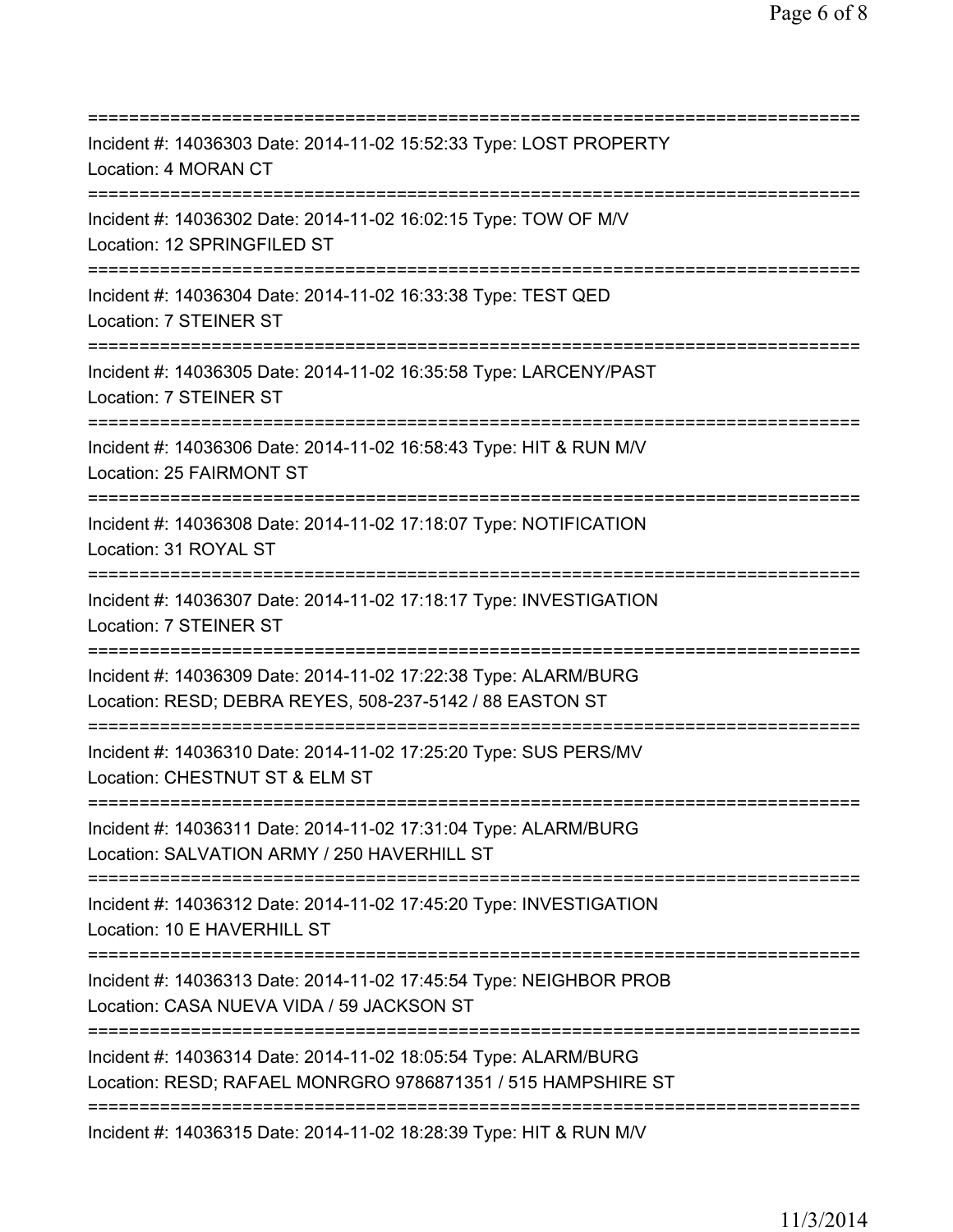===========================================================================

Incident #: 14036303 Date: 2014-11-02 15:52:33 Type: LOST PROPERTY
Location: 4 MORAN CT

===========================================================================

Incident #: 14036302 Date: 2014-11-02 16:02:15 Type: TOW OF M/V
Location: 12 SPRINGFILED ST

===========================================================================

Incident #: 14036304 Date: 2014-11-02 16:33:38 Type: TEST QED
Location: 7 STEINER ST

===========================================================================

Incident #: 14036305 Date: 2014-11-02 16:35:58 Type: LARCENY/PAST
Location: 7 STEINER ST

===========================================================================

Incident #: 14036306 Date: 2014-11-02 16:58:43 Type: HIT & RUN M/V
Location: 25 FAIRMONT ST

===========================================================================

Incident #: 14036308 Date: 2014-11-02 17:18:07 Type: NOTIFICATION
Location: 31 ROYAL ST

===========================================================================

Incident #: 14036307 Date: 2014-11-02 17:18:17 Type: INVESTIGATION
Location: 7 STEINER ST

===========================================================================

Incident #: 14036309 Date: 2014-11-02 17:22:38 Type: ALARM/BURG
Location: RESD; DEBRA REYES, 508-237-5142 / 88 EASTON ST

===========================================================================

Incident #: 14036310 Date: 2014-11-02 17:25:20 Type: SUS PERS/MV
Location: CHESTNUT ST & ELM ST

===========================================================================

Incident #: 14036311 Date: 2014-11-02 17:31:04 Type: ALARM/BURG
Location: SALVATION ARMY / 250 HAVERHILL ST

===========================================================================

Incident #: 14036312 Date: 2014-11-02 17:45:20 Type: INVESTIGATION
Location: 10 E HAVERHILL ST

===========================================================================

Incident #: 14036313 Date: 2014-11-02 17:45:54 Type: NEIGHBOR PROB
Location: CASA NUEVA VIDA / 59 JACKSON ST

===========================================================================

Incident #: 14036314 Date: 2014-11-02 18:05:54 Type: ALARM/BURG
Location: RESD; RAFAEL MONRGRO 9786871351 / 515 HAMPSHIRE ST

===========================================================================

Incident #: 14036315 Date: 2014-11-02 18:28:39 Type: HIT & RUN M/V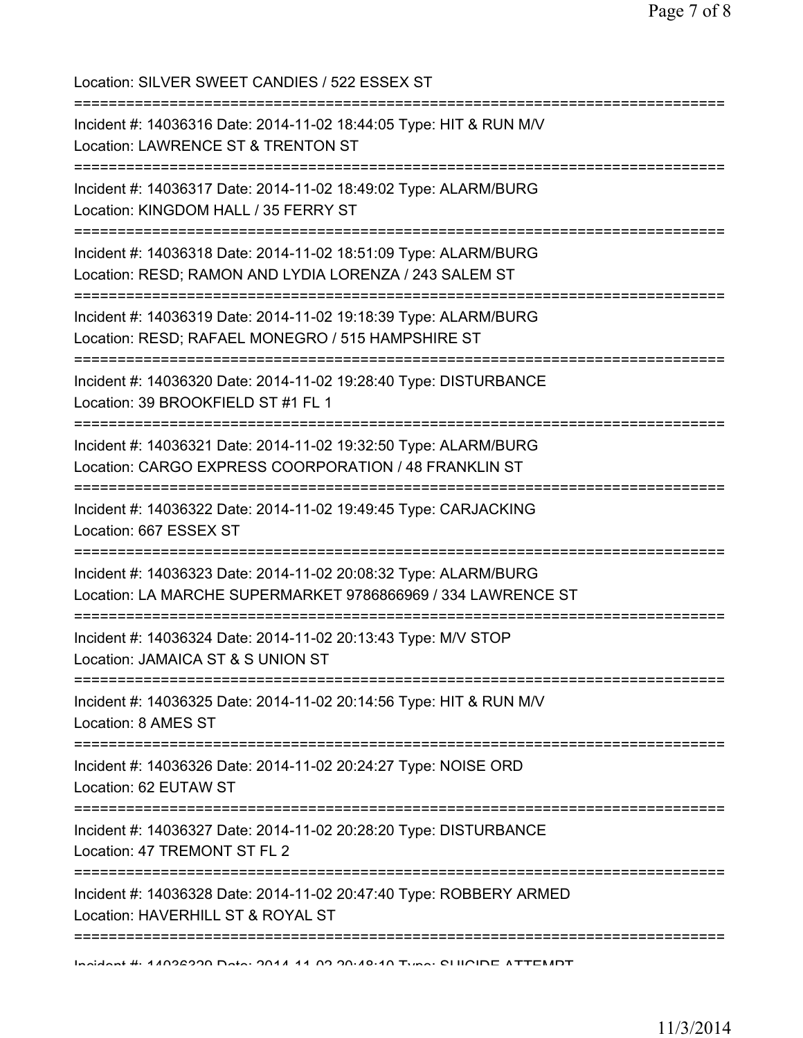Location: SILVER SWEET CANDIES / 522 ESSEX ST

===========================================================================

Incident #: 14036316 Date: 2014-11-02 18:44:05 Type: HIT & RUN M/V
Location: LAWRENCE ST & TRENTON ST

===========================================================================

Incident #: 14036317 Date: 2014-11-02 18:49:02 Type: ALARM/BURG
Location: KINGDOM HALL / 35 FERRY ST

===========================================================================

Incident #: 14036318 Date: 2014-11-02 18:51:09 Type: ALARM/BURG
Location: RESD; RAMON AND LYDIA LORENZA / 243 SALEM ST

===========================================================================

Incident #: 14036319 Date: 2014-11-02 19:18:39 Type: ALARM/BURG
Location: RESD; RAFAEL MONEGRO / 515 HAMPSHIRE ST

===========================================================================

Incident #: 14036320 Date: 2014-11-02 19:28:40 Type: DISTURBANCE
Location: 39 BROOKFIELD ST #1 FL 1

===========================================================================

Incident #: 14036321 Date: 2014-11-02 19:32:50 Type: ALARM/BURG
Location: CARGO EXPRESS COORPORATION / 48 FRANKLIN ST

===========================================================================

Incident #: 14036322 Date: 2014-11-02 19:49:45 Type: CARJACKING
Location: 667 ESSEX ST

===========================================================================

Incident #: 14036323 Date: 2014-11-02 20:08:32 Type: ALARM/BURG
Location: LA MARCHE SUPERMARKET 9786866969 / 334 LAWRENCE ST

===========================================================================

Incident #: 14036324 Date: 2014-11-02 20:13:43 Type: M/V STOP
Location: JAMAICA ST & S UNION ST

===========================================================================

Incident #: 14036325 Date: 2014-11-02 20:14:56 Type: HIT & RUN M/V
Location: 8 AMES ST

===========================================================================

Incident #: 14036326 Date: 2014-11-02 20:24:27 Type: NOISE ORD
Location: 62 EUTAW ST

===========================================================================

Incident #: 14036327 Date: 2014-11-02 20:28:20 Type: DISTURBANCE
Location: 47 TREMONT ST FL 2

===========================================================================

Incident #: 14036328 Date: 2014-11-02 20:47:40 Type: ROBBERY ARMED
Location: HAVERHILL ST & ROYAL ST

===========================================================================

Incident #: 14036329 Date: 2014-11-02 20:48:10 Type: SUICIDE ATTEMPT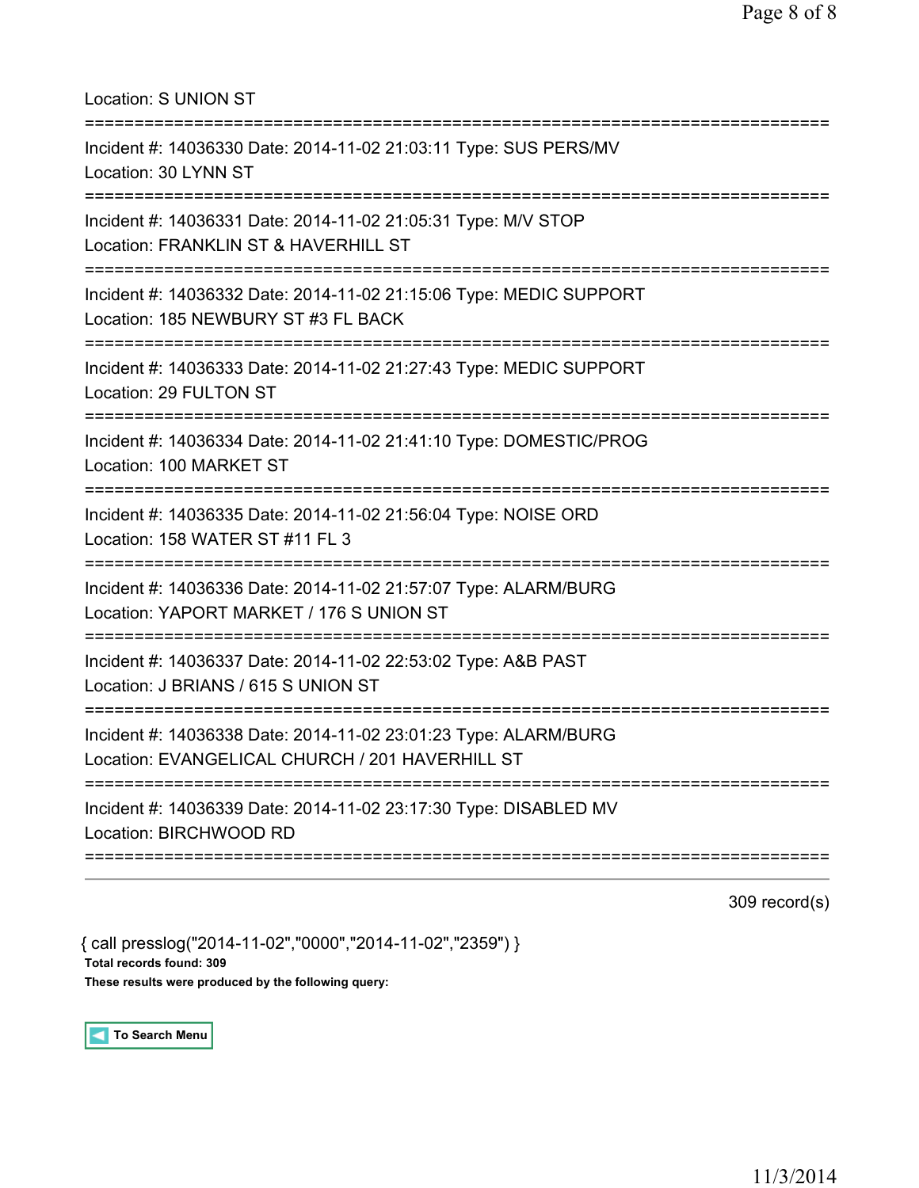Location: S UNION ST

===========================================================================

Incident #: 14036330 Date: 2014-11-02 21:03:11 Type: SUS PERS/MV
Location: 30 LYNN ST

===========================================================================

Incident #: 14036331 Date: 2014-11-02 21:05:31 Type: M/V STOP
Location: FRANKLIN ST & HAVERHILL ST

===========================================================================

Incident #: 14036332 Date: 2014-11-02 21:15:06 Type: MEDIC SUPPORT
Location: 185 NEWBURY ST #3 FL BACK

===========================================================================

Incident #: 14036333 Date: 2014-11-02 21:27:43 Type: MEDIC SUPPORT
Location: 29 FULTON ST

===========================================================================

Incident #: 14036334 Date: 2014-11-02 21:41:10 Type: DOMESTIC/PROG
Location: 100 MARKET ST

===========================================================================

Incident #: 14036335 Date: 2014-11-02 21:56:04 Type: NOISE ORD
Location: 158 WATER ST #11 FL 3

===========================================================================

Incident #: 14036336 Date: 2014-11-02 21:57:07 Type: ALARM/BURG
Location: YAPORT MARKET / 176 S UNION ST

===========================================================================

Incident #: 14036337 Date: 2014-11-02 22:53:02 Type: A&B PAST
Location: J BRIANS / 615 S UNION ST

===========================================================================

Incident #: 14036338 Date: 2014-11-02 23:01:23 Type: ALARM/BURG
Location: EVANGELICAL CHURCH / 201 HAVERHILL ST

===========================================================================

Incident #: 14036339 Date: 2014-11-02 23:17:30 Type: DISABLED MV
Location: BIRCHWOOD RD

===========================================================================

309 record(s)

{ call presslog("2014-11-02","0000","2014-11-02","2359") }

**Total records found: 309**

**These results were produced by the following query:**

To Search Menu